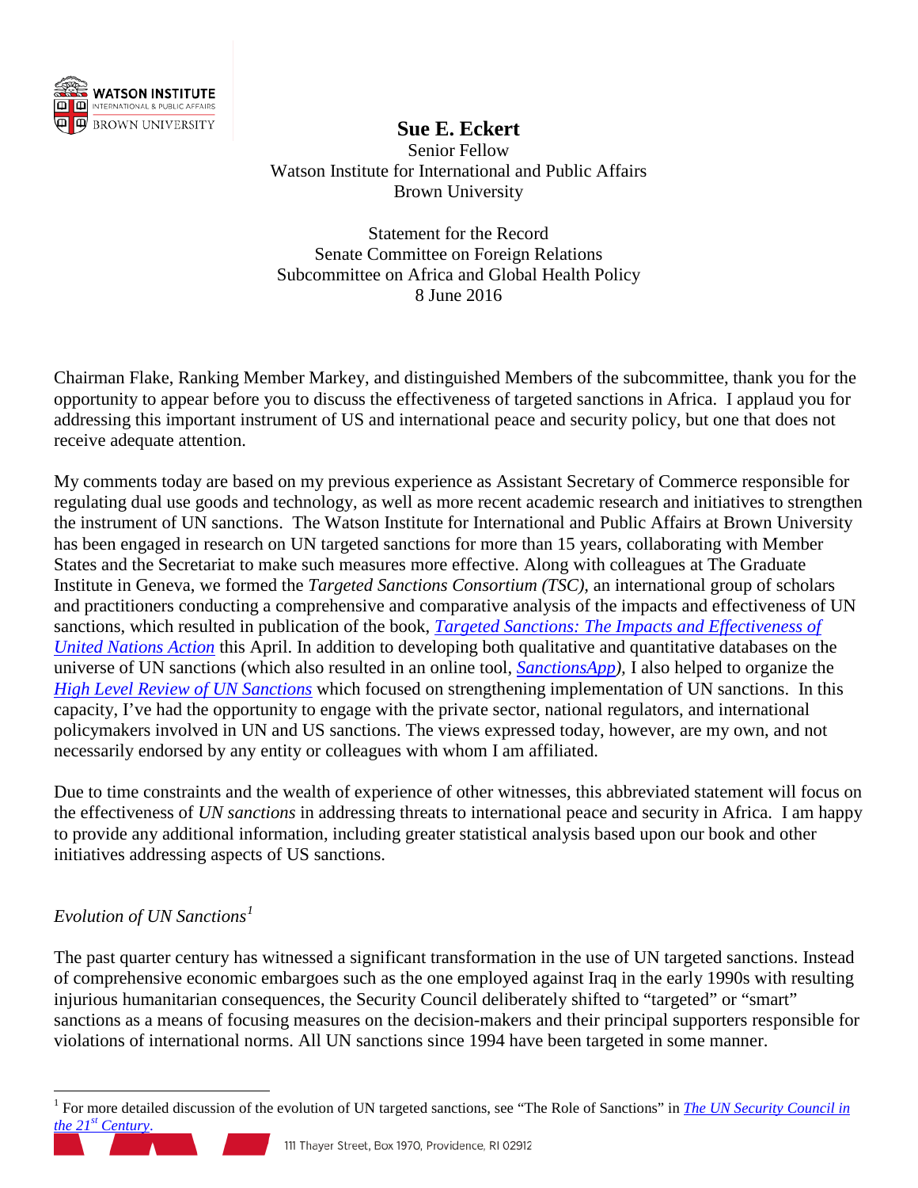# Sue E. Eckert

Senior Fellow
Watson Institute for International and Public Affairs
Brown University

Statement for the Record
Senate Committee on Foreign Relations
Subcommittee on Africa and Global Health Policy
8 June 2016

Chairman Flake, Ranking Member Markey, and distinguished Members of the subcommittee, thank you for the opportunity to appear before you to discuss the effectiveness of targeted sanctions in Africa. I applaud you for addressing this important instrument of US and international peace and security policy, but one that does not receive adequate attention.

My comments today are based on my previous experience as Assistant Secretary of Commerce responsible for regulating dual use goods and technology, as well as more recent academic research and initiatives to strengthen the instrument of UN sanctions. The Watson Institute for International and Public Affairs at Brown University has been engaged in research on UN targeted sanctions for more than 15 years, collaborating with Member States and the Secretariat to make such measures more effective. Along with colleagues at The Graduate Institute in Geneva, we formed the *Targeted Sanctions Consortium (TSC),* an international group of scholars and practitioners conducting a comprehensive and comparative analysis of the impacts and effectiveness of UN sanctions, which resulted in publication of the book, *Targeted Sanctions: The Impacts and Effectiveness of United Nations Action* this April. In addition to developing both qualitative and quantitative databases on the universe of UN sanctions (which also resulted in an online tool, *SanctionsApp),* I also helped to organize the *High Level Review of UN Sanctions* which focused on strengthening implementation of UN sanctions. In this capacity, I've had the opportunity to engage with the private sector, national regulators, and international policymakers involved in UN and US sanctions. The views expressed today, however, are my own, and not necessarily endorsed by any entity or colleagues with whom I am affiliated.

Due to time constraints and the wealth of experience of other witnesses, this abbreviated statement will focus on the effectiveness of *UN sanctions* in addressing threats to international peace and security in Africa. I am happy to provide any additional information, including greater statistical analysis based upon our book and other initiatives addressing aspects of US sanctions.

## *Evolution of UN Sanctions*[1]

The past quarter century has witnessed a significant transformation in the use of UN targeted sanctions. Instead of comprehensive economic embargoes such as the one employed against Iraq in the early 1990s with resulting injurious humanitarian consequences, the Security Council deliberately shifted to "targeted" or "smart" sanctions as a means of focusing measures on the decision-makers and their principal supporters responsible for violations of international norms. All UN sanctions since 1994 have been targeted in some manner.

[1] For more detailed discussion of the evolution of UN targeted sanctions, see "The Role of Sanctions" in *The UN Security Council in the 21st Century*.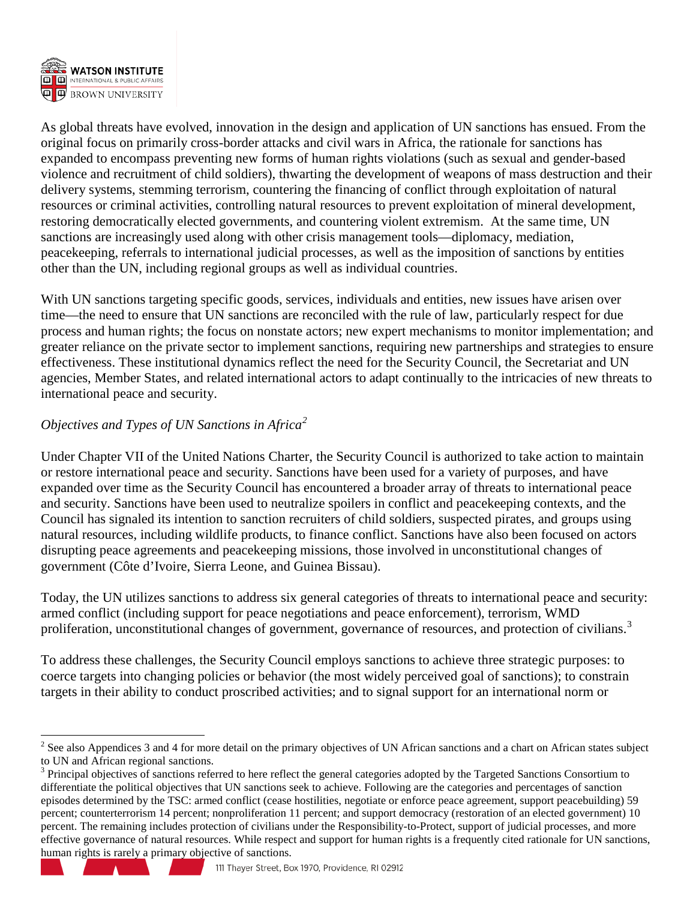As global threats have evolved, innovation in the design and application of UN sanctions has ensued. From the original focus on primarily cross-border attacks and civil wars in Africa, the rationale for sanctions has expanded to encompass preventing new forms of human rights violations (such as sexual and gender-based violence and recruitment of child soldiers), thwarting the development of weapons of mass destruction and their delivery systems, stemming terrorism, countering the financing of conflict through exploitation of natural resources or criminal activities, controlling natural resources to prevent exploitation of mineral development, restoring democratically elected governments, and countering violent extremism. At the same time, UN sanctions are increasingly used along with other crisis management tools—diplomacy, mediation, peacekeeping, referrals to international judicial processes, as well as the imposition of sanctions by entities other than the UN, including regional groups as well as individual countries.

With UN sanctions targeting specific goods, services, individuals and entities, new issues have arisen over time—the need to ensure that UN sanctions are reconciled with the rule of law, particularly respect for due process and human rights; the focus on nonstate actors; new expert mechanisms to monitor implementation; and greater reliance on the private sector to implement sanctions, requiring new partnerships and strategies to ensure effectiveness. These institutional dynamics reflect the need for the Security Council, the Secretariat and UN agencies, Member States, and related international actors to adapt continually to the intricacies of new threats to international peace and security.

*Objectives and Types of UN Sanctions in Africa*[2]

Under Chapter VII of the United Nations Charter, the Security Council is authorized to take action to maintain or restore international peace and security. Sanctions have been used for a variety of purposes, and have expanded over time as the Security Council has encountered a broader array of threats to international peace and security. Sanctions have been used to neutralize spoilers in conflict and peacekeeping contexts, and the Council has signaled its intention to sanction recruiters of child soldiers, suspected pirates, and groups using natural resources, including wildlife products, to finance conflict. Sanctions have also been focused on actors disrupting peace agreements and peacekeeping missions, those involved in unconstitutional changes of government (Côte d'Ivoire, Sierra Leone, and Guinea Bissau).

Today, the UN utilizes sanctions to address six general categories of threats to international peace and security: armed conflict (including support for peace negotiations and peace enforcement), terrorism, WMD proliferation, unconstitutional changes of government, governance of resources, and protection of civilians.[3]

To address these challenges, the Security Council employs sanctions to achieve three strategic purposes: to coerce targets into changing policies or behavior (the most widely perceived goal of sanctions); to constrain targets in their ability to conduct proscribed activities; and to signal support for an international norm or

---

[2] See also Appendices 3 and 4 for more detail on the primary objectives of UN African sanctions and a chart on African states subject to UN and African regional sanctions.

[3] Principal objectives of sanctions referred to here reflect the general categories adopted by the Targeted Sanctions Consortium to differentiate the political objectives that UN sanctions seek to achieve. Following are the categories and percentages of sanction episodes determined by the TSC: armed conflict (cease hostilities, negotiate or enforce peace agreement, support peacebuilding) 59 percent; counterterrorism 14 percent; nonproliferation 11 percent; and support democracy (restoration of an elected government) 10 percent. The remaining includes protection of civilians under the Responsibility-to-Protect, support of judicial processes, and more effective governance of natural resources. While respect and support for human rights is a frequently cited rationale for UN sanctions, human rights is rarely a primary objective of sanctions.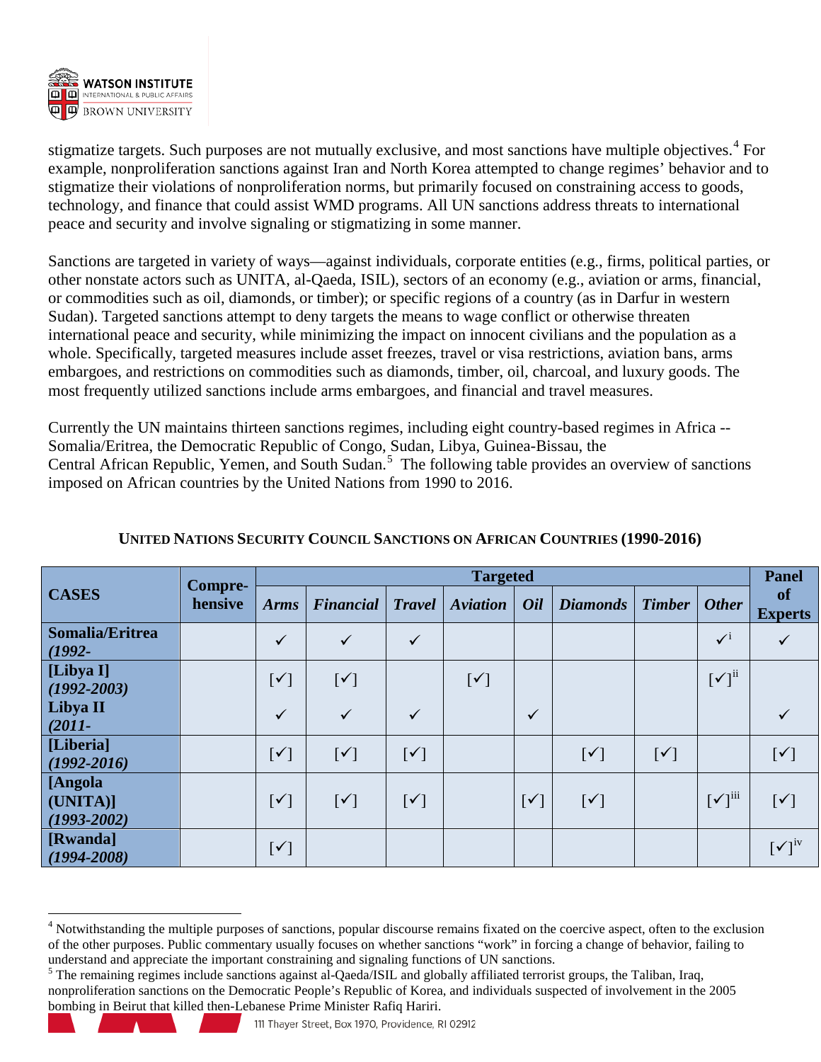stigmatize targets. Such purposes are not mutually exclusive, and most sanctions have multiple objectives.[4] For example, nonproliferation sanctions against Iran and North Korea attempted to change regimes' behavior and to stigmatize their violations of nonproliferation norms, but primarily focused on constraining access to goods, technology, and finance that could assist WMD programs. All UN sanctions address threats to international peace and security and involve signaling or stigmatizing in some manner.

Sanctions are targeted in variety of ways—against individuals, corporate entities (e.g., firms, political parties, or other nonstate actors such as UNITA, al-Qaeda, ISIL), sectors of an economy (e.g., aviation or arms, financial, or commodities such as oil, diamonds, or timber); or specific regions of a country (as in Darfur in western Sudan). Targeted sanctions attempt to deny targets the means to wage conflict or otherwise threaten international peace and security, while minimizing the impact on innocent civilians and the population as a whole. Specifically, targeted measures include asset freezes, travel or visa restrictions, aviation bans, arms embargoes, and restrictions on commodities such as diamonds, timber, oil, charcoal, and luxury goods. The most frequently utilized sanctions include arms embargoes, and financial and travel measures.

Currently the UN maintains thirteen sanctions regimes, including eight country-based regimes in Africa -- Somalia/Eritrea, the Democratic Republic of Congo, Sudan, Libya, Guinea-Bissau, the Central African Republic, Yemen, and South Sudan.[5] The following table provides an overview of sanctions imposed on African countries by the United Nations from 1990 to 2016.

**UNITED NATIONS SECURITY COUNCIL SANCTIONS ON AFRICAN COUNTRIES (1990-2016)**

| CASES | Compre-hensive | Targeted | | | | | | | | Panel of Experts |
|---|---|---|---|---|---|---|---|---|---|---|
| | | *Arms* | *Financial* | *Travel* | *Aviation* | *Oil* | *Diamonds* | *Timber* | *Other* | |
| **Somalia/Eritrea** ***(1992-*** | | ✓ | ✓ | ✓ | | | | | ✓[i] | ✓ |
| **[Libya I]** ***(1992-2003)*** | | [✓] | [✓] | | [✓] | | | | [✓][ii] | |
| **Libya II** ***(2011-*** | | ✓ | ✓ | ✓ | | ✓ | | | | ✓ |
| **[Liberia]** ***(1992-2016)*** | | [✓] | [✓] | [✓] | | | [✓] | [✓] | | [✓] |
| **[Angola (UNITA)]** ***(1993-2002)*** | | [✓] | [✓] | [✓] | | [✓] | [✓] | | [✓][iii] | [✓] |
| **[Rwanda]** ***(1994-2008)*** | | [✓] | | | | | | | | [✓][iv] |

[4] Notwithstanding the multiple purposes of sanctions, popular discourse remains fixated on the coercive aspect, often to the exclusion of the other purposes. Public commentary usually focuses on whether sanctions "work" in forcing a change of behavior, failing to understand and appreciate the important constraining and signaling functions of UN sanctions.

[5] The remaining regimes include sanctions against al-Qaeda/ISIL and globally affiliated terrorist groups, the Taliban, Iraq, nonproliferation sanctions on the Democratic People's Republic of Korea, and individuals suspected of involvement in the 2005 bombing in Beirut that killed then-Lebanese Prime Minister Rafiq Hariri.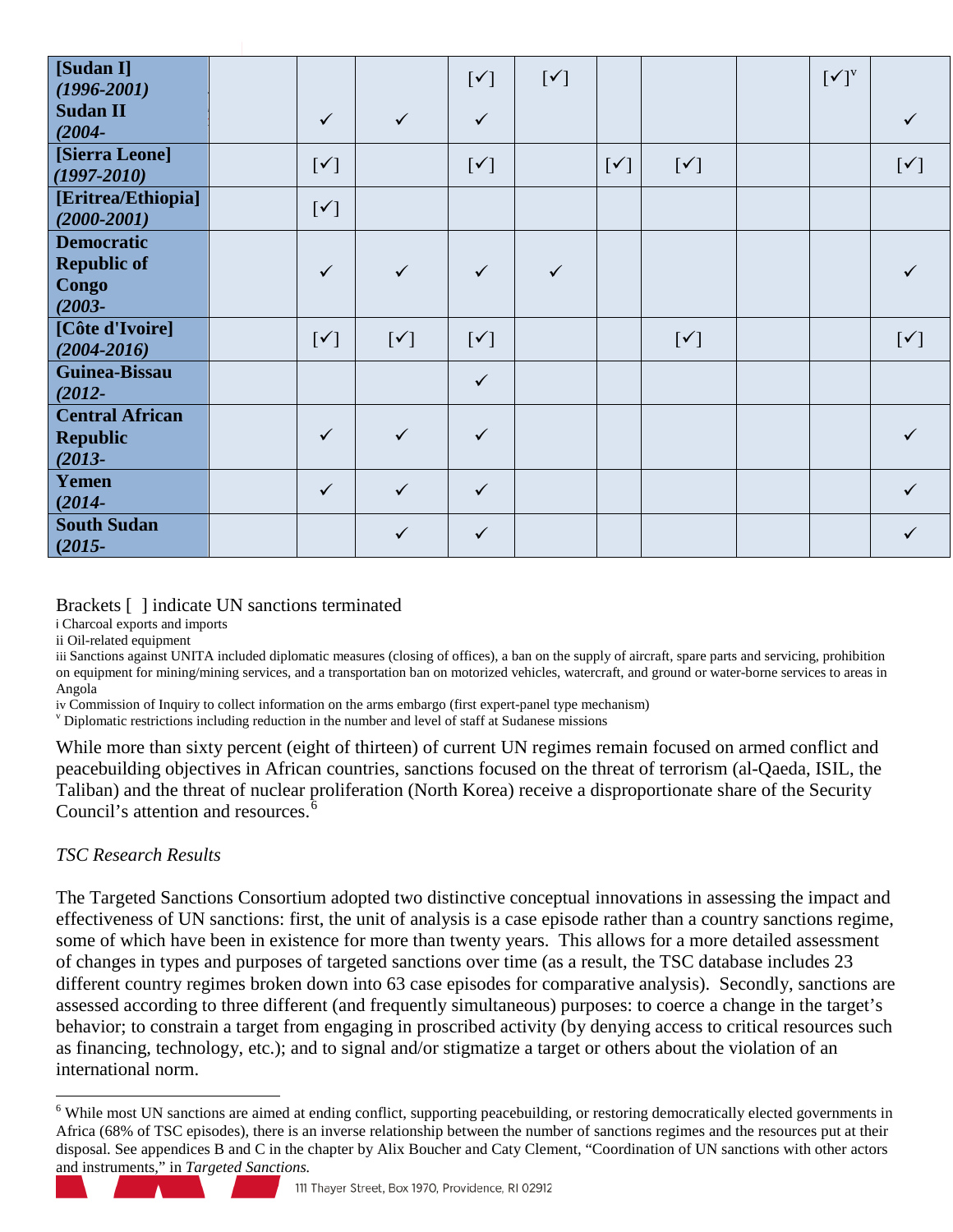| | | | | | | | | | | |
|---|---|---|---|---|---|---|---|---|---|---|
| **[Sudan I]** ***(1996-2001)*** | | | | [✓] | [✓] | | | | [✓][v] | |
| **Sudan II** ***(2004-*** | | ✓ | ✓ | ✓ | | | | | | ✓ |
| **[Sierra Leone]** ***(1997-2010)*** | | [✓] | | [✓] | | [✓] | [✓] | | | [✓] |
| **[Eritrea/Ethiopia]** ***(2000-2001)*** | | [✓] | | | | | | | | |
| **Democratic Republic of Congo** ***(2003-*** | | ✓ | ✓ | ✓ | ✓ | | | | | ✓ |
| **[Côte d'Ivoire]** ***(2004-2016)*** | | [✓] | [✓] | [✓] | | | [✓] | | | [✓] |
| **Guinea-Bissau** ***(2012-*** | | | | ✓ | | | | | | |
| **Central African Republic** ***(2013-*** | | ✓ | ✓ | ✓ | | | | | | ✓ |
| **Yemen** ***(2014-*** | | ✓ | ✓ | ✓ | | | | | | ✓ |
| **South Sudan** ***(2015-*** | | | ✓ | ✓ | | | | | | ✓ |

Brackets [ ] indicate UN sanctions terminated

i Charcoal exports and imports

ii Oil-related equipment

iii Sanctions against UNITA included diplomatic measures (closing of offices), a ban on the supply of aircraft, spare parts and servicing, prohibition on equipment for mining/mining services, and a transportation ban on motorized vehicles, watercraft, and ground or water-borne services to areas in Angola

iv Commission of Inquiry to collect information on the arms embargo (first expert-panel type mechanism)

v Diplomatic restrictions including reduction in the number and level of staff at Sudanese missions

While more than sixty percent (eight of thirteen) of current UN regimes remain focused on armed conflict and peacebuilding objectives in African countries, sanctions focused on the threat of terrorism (al-Qaeda, ISIL, the Taliban) and the threat of nuclear proliferation (North Korea) receive a disproportionate share of the Security Council's attention and resources.[6]

*TSC Research Results*

The Targeted Sanctions Consortium adopted two distinctive conceptual innovations in assessing the impact and effectiveness of UN sanctions: first, the unit of analysis is a case episode rather than a country sanctions regime, some of which have been in existence for more than twenty years. This allows for a more detailed assessment of changes in types and purposes of targeted sanctions over time (as a result, the TSC database includes 23 different country regimes broken down into 63 case episodes for comparative analysis). Secondly, sanctions are assessed according to three different (and frequently simultaneous) purposes: to coerce a change in the target's behavior; to constrain a target from engaging in proscribed activity (by denying access to critical resources such as financing, technology, etc.); and to signal and/or stigmatize a target or others about the violation of an international norm.

[6] While most UN sanctions are aimed at ending conflict, supporting peacebuilding, or restoring democratically elected governments in Africa (68% of TSC episodes), there is an inverse relationship between the number of sanctions regimes and the resources put at their disposal. See appendices B and C in the chapter by Alix Boucher and Caty Clement, "Coordination of UN sanctions with other actors and instruments," in *Targeted Sanctions.*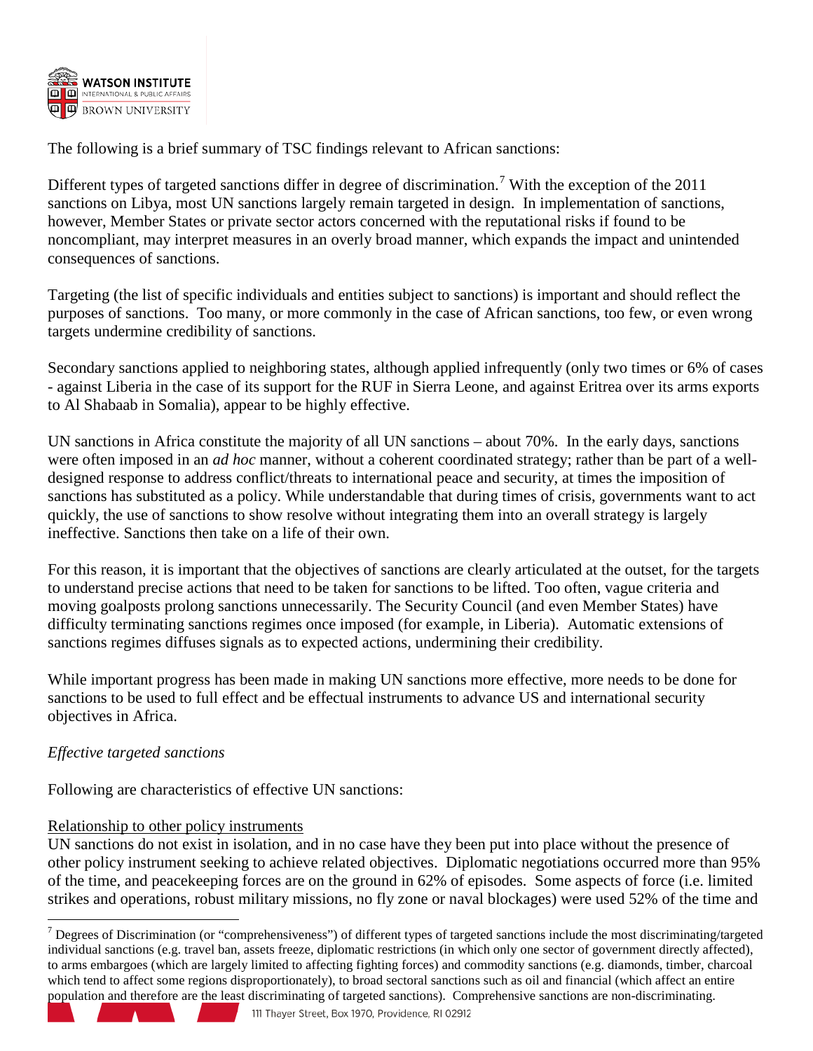The following is a brief summary of TSC findings relevant to African sanctions:

Different types of targeted sanctions differ in degree of discrimination.[7] With the exception of the 2011 sanctions on Libya, most UN sanctions largely remain targeted in design. In implementation of sanctions, however, Member States or private sector actors concerned with the reputational risks if found to be noncompliant, may interpret measures in an overly broad manner, which expands the impact and unintended consequences of sanctions.

Targeting (the list of specific individuals and entities subject to sanctions) is important and should reflect the purposes of sanctions. Too many, or more commonly in the case of African sanctions, too few, or even wrong targets undermine credibility of sanctions.

Secondary sanctions applied to neighboring states, although applied infrequently (only two times or 6% of cases - against Liberia in the case of its support for the RUF in Sierra Leone, and against Eritrea over its arms exports to Al Shabaab in Somalia), appear to be highly effective.

UN sanctions in Africa constitute the majority of all UN sanctions – about 70%. In the early days, sanctions were often imposed in an *ad hoc* manner, without a coherent coordinated strategy; rather than be part of a well-designed response to address conflict/threats to international peace and security, at times the imposition of sanctions has substituted as a policy. While understandable that during times of crisis, governments want to act quickly, the use of sanctions to show resolve without integrating them into an overall strategy is largely ineffective. Sanctions then take on a life of their own.

For this reason, it is important that the objectives of sanctions are clearly articulated at the outset, for the targets to understand precise actions that need to be taken for sanctions to be lifted. Too often, vague criteria and moving goalposts prolong sanctions unnecessarily. The Security Council (and even Member States) have difficulty terminating sanctions regimes once imposed (for example, in Liberia). Automatic extensions of sanctions regimes diffuses signals as to expected actions, undermining their credibility.

While important progress has been made in making UN sanctions more effective, more needs to be done for sanctions to be used to full effect and be effectual instruments to advance US and international security objectives in Africa.

*Effective targeted sanctions*

Following are characteristics of effective UN sanctions:

Relationship to other policy instruments

UN sanctions do not exist in isolation, and in no case have they been put into place without the presence of other policy instrument seeking to achieve related objectives. Diplomatic negotiations occurred more than 95% of the time, and peacekeeping forces are on the ground in 62% of episodes. Some aspects of force (i.e. limited strikes and operations, robust military missions, no fly zone or naval blockages) were used 52% of the time and

[7] Degrees of Discrimination (or "comprehensiveness") of different types of targeted sanctions include the most discriminating/targeted individual sanctions (e.g. travel ban, assets freeze, diplomatic restrictions (in which only one sector of government directly affected), to arms embargoes (which are largely limited to affecting fighting forces) and commodity sanctions (e.g. diamonds, timber, charcoal which tend to affect some regions disproportionately), to broad sectoral sanctions such as oil and financial (which affect an entire population and therefore are the least discriminating of targeted sanctions). Comprehensive sanctions are non-discriminating.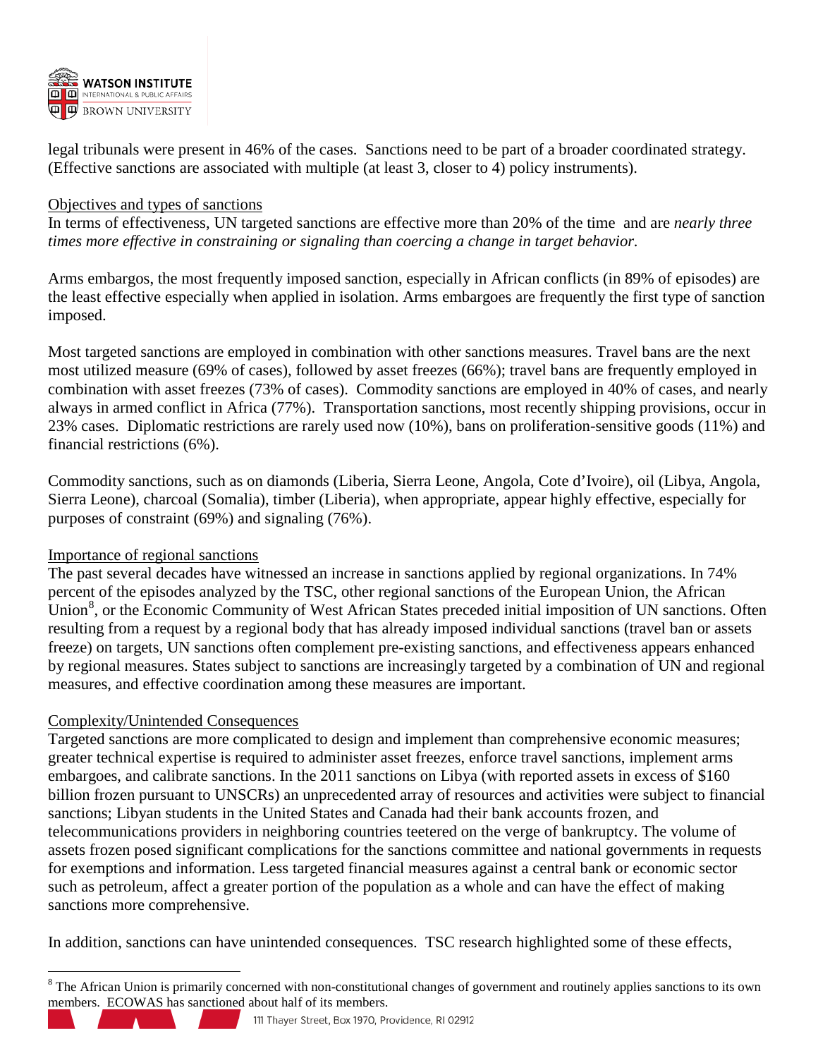legal tribunals were present in 46% of the cases. Sanctions need to be part of a broader coordinated strategy. (Effective sanctions are associated with multiple (at least 3, closer to 4) policy instruments).

Objectives and types of sanctions

In terms of effectiveness, UN targeted sanctions are effective more than 20% of the time and are *nearly three times more effective in constraining or signaling than coercing a change in target behavior.*

Arms embargos, the most frequently imposed sanction, especially in African conflicts (in 89% of episodes) are the least effective especially when applied in isolation. Arms embargoes are frequently the first type of sanction imposed.

Most targeted sanctions are employed in combination with other sanctions measures. Travel bans are the next most utilized measure (69% of cases), followed by asset freezes (66%); travel bans are frequently employed in combination with asset freezes (73% of cases). Commodity sanctions are employed in 40% of cases, and nearly always in armed conflict in Africa (77%). Transportation sanctions, most recently shipping provisions, occur in 23% cases. Diplomatic restrictions are rarely used now (10%), bans on proliferation-sensitive goods (11%) and financial restrictions (6%).

Commodity sanctions, such as on diamonds (Liberia, Sierra Leone, Angola, Cote d'Ivoire), oil (Libya, Angola, Sierra Leone), charcoal (Somalia), timber (Liberia), when appropriate, appear highly effective, especially for purposes of constraint (69%) and signaling (76%).

Importance of regional sanctions

The past several decades have witnessed an increase in sanctions applied by regional organizations. In 74% percent of the episodes analyzed by the TSC, other regional sanctions of the European Union, the African Union[8], or the Economic Community of West African States preceded initial imposition of UN sanctions. Often resulting from a request by a regional body that has already imposed individual sanctions (travel ban or assets freeze) on targets, UN sanctions often complement pre-existing sanctions, and effectiveness appears enhanced by regional measures. States subject to sanctions are increasingly targeted by a combination of UN and regional measures, and effective coordination among these measures are important.

Complexity/Unintended Consequences

Targeted sanctions are more complicated to design and implement than comprehensive economic measures; greater technical expertise is required to administer asset freezes, enforce travel sanctions, implement arms embargoes, and calibrate sanctions. In the 2011 sanctions on Libya (with reported assets in excess of $160 billion frozen pursuant to UNSCRs) an unprecedented array of resources and activities were subject to financial sanctions; Libyan students in the United States and Canada had their bank accounts frozen, and telecommunications providers in neighboring countries teetered on the verge of bankruptcy. The volume of assets frozen posed significant complications for the sanctions committee and national governments in requests for exemptions and information. Less targeted financial measures against a central bank or economic sector such as petroleum, affect a greater portion of the population as a whole and can have the effect of making sanctions more comprehensive.

In addition, sanctions can have unintended consequences. TSC research highlighted some of these effects,

[8] The African Union is primarily concerned with non-constitutional changes of government and routinely applies sanctions to its own members. ECOWAS has sanctioned about half of its members.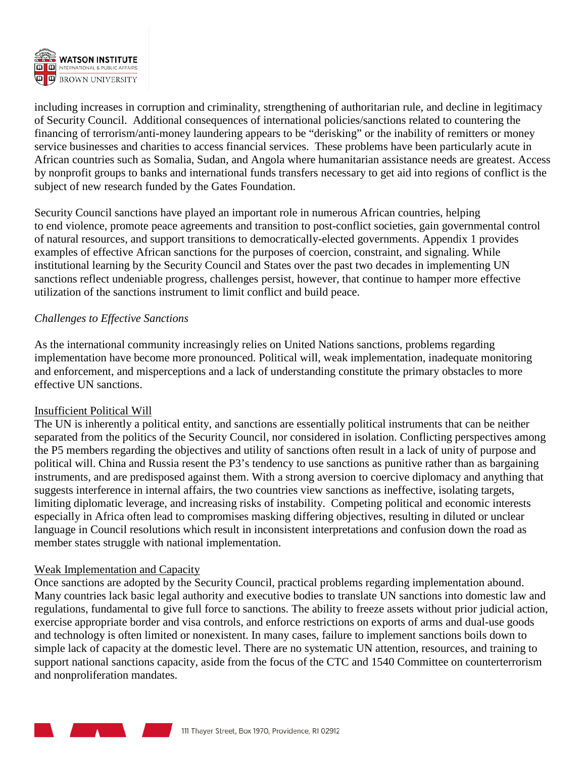including increases in corruption and criminality, strengthening of authoritarian rule, and decline in legitimacy of Security Council. Additional consequences of international policies/sanctions related to countering the financing of terrorism/anti-money laundering appears to be "derisking" or the inability of remitters or money service businesses and charities to access financial services. These problems have been particularly acute in African countries such as Somalia, Sudan, and Angola where humanitarian assistance needs are greatest. Access by nonprofit groups to banks and international funds transfers necessary to get aid into regions of conflict is the subject of new research funded by the Gates Foundation.

Security Council sanctions have played an important role in numerous African countries, helping to end violence, promote peace agreements and transition to post-conflict societies, gain governmental control of natural resources, and support transitions to democratically-elected governments. Appendix 1 provides examples of effective African sanctions for the purposes of coercion, constraint, and signaling. While institutional learning by the Security Council and States over the past two decades in implementing UN sanctions reflect undeniable progress, challenges persist, however, that continue to hamper more effective utilization of the sanctions instrument to limit conflict and build peace.

*Challenges to Effective Sanctions*

As the international community increasingly relies on United Nations sanctions, problems regarding implementation have become more pronounced. Political will, weak implementation, inadequate monitoring and enforcement, and misperceptions and a lack of understanding constitute the primary obstacles to more effective UN sanctions.

<u>Insufficient Political Will</u>

The UN is inherently a political entity, and sanctions are essentially political instruments that can be neither separated from the politics of the Security Council, nor considered in isolation. Conflicting perspectives among the P5 members regarding the objectives and utility of sanctions often result in a lack of unity of purpose and political will. China and Russia resent the P3's tendency to use sanctions as punitive rather than as bargaining instruments, and are predisposed against them. With a strong aversion to coercive diplomacy and anything that suggests interference in internal affairs, the two countries view sanctions as ineffective, isolating targets, limiting diplomatic leverage, and increasing risks of instability. Competing political and economic interests especially in Africa often lead to compromises masking differing objectives, resulting in diluted or unclear language in Council resolutions which result in inconsistent interpretations and confusion down the road as member states struggle with national implementation.

<u>Weak Implementation and Capacity</u>

Once sanctions are adopted by the Security Council, practical problems regarding implementation abound. Many countries lack basic legal authority and executive bodies to translate UN sanctions into domestic law and regulations, fundamental to give full force to sanctions. The ability to freeze assets without prior judicial action, exercise appropriate border and visa controls, and enforce restrictions on exports of arms and dual-use goods and technology is often limited or nonexistent. In many cases, failure to implement sanctions boils down to simple lack of capacity at the domestic level. There are no systematic UN attention, resources, and training to support national sanctions capacity, aside from the focus of the CTC and 1540 Committee on counterterrorism and nonproliferation mandates.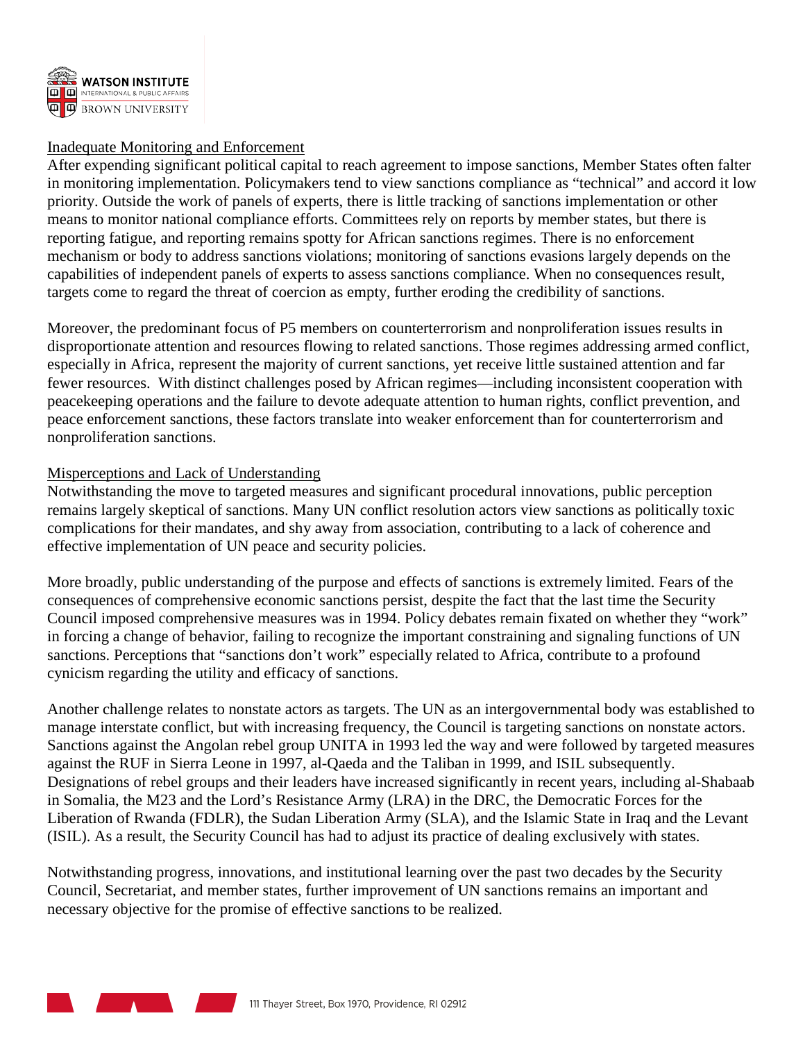Inadequate Monitoring and Enforcement

After expending significant political capital to reach agreement to impose sanctions, Member States often falter in monitoring implementation. Policymakers tend to view sanctions compliance as "technical" and accord it low priority. Outside the work of panels of experts, there is little tracking of sanctions implementation or other means to monitor national compliance efforts. Committees rely on reports by member states, but there is reporting fatigue, and reporting remains spotty for African sanctions regimes. There is no enforcement mechanism or body to address sanctions violations; monitoring of sanctions evasions largely depends on the capabilities of independent panels of experts to assess sanctions compliance. When no consequences result, targets come to regard the threat of coercion as empty, further eroding the credibility of sanctions.

Moreover, the predominant focus of P5 members on counterterrorism and nonproliferation issues results in disproportionate attention and resources flowing to related sanctions. Those regimes addressing armed conflict, especially in Africa, represent the majority of current sanctions, yet receive little sustained attention and far fewer resources. With distinct challenges posed by African regimes—including inconsistent cooperation with peacekeeping operations and the failure to devote adequate attention to human rights, conflict prevention, and peace enforcement sanctions, these factors translate into weaker enforcement than for counterterrorism and nonproliferation sanctions.

Misperceptions and Lack of Understanding

Notwithstanding the move to targeted measures and significant procedural innovations, public perception remains largely skeptical of sanctions. Many UN conflict resolution actors view sanctions as politically toxic complications for their mandates, and shy away from association, contributing to a lack of coherence and effective implementation of UN peace and security policies.

More broadly, public understanding of the purpose and effects of sanctions is extremely limited. Fears of the consequences of comprehensive economic sanctions persist, despite the fact that the last time the Security Council imposed comprehensive measures was in 1994. Policy debates remain fixated on whether they "work" in forcing a change of behavior, failing to recognize the important constraining and signaling functions of UN sanctions. Perceptions that "sanctions don't work" especially related to Africa, contribute to a profound cynicism regarding the utility and efficacy of sanctions.

Another challenge relates to nonstate actors as targets. The UN as an intergovernmental body was established to manage interstate conflict, but with increasing frequency, the Council is targeting sanctions on nonstate actors. Sanctions against the Angolan rebel group UNITA in 1993 led the way and were followed by targeted measures against the RUF in Sierra Leone in 1997, al-Qaeda and the Taliban in 1999, and ISIL subsequently. Designations of rebel groups and their leaders have increased significantly in recent years, including al-Shabaab in Somalia, the M23 and the Lord's Resistance Army (LRA) in the DRC, the Democratic Forces for the Liberation of Rwanda (FDLR), the Sudan Liberation Army (SLA), and the Islamic State in Iraq and the Levant (ISIL). As a result, the Security Council has had to adjust its practice of dealing exclusively with states.

Notwithstanding progress, innovations, and institutional learning over the past two decades by the Security Council, Secretariat, and member states, further improvement of UN sanctions remains an important and necessary objective for the promise of effective sanctions to be realized.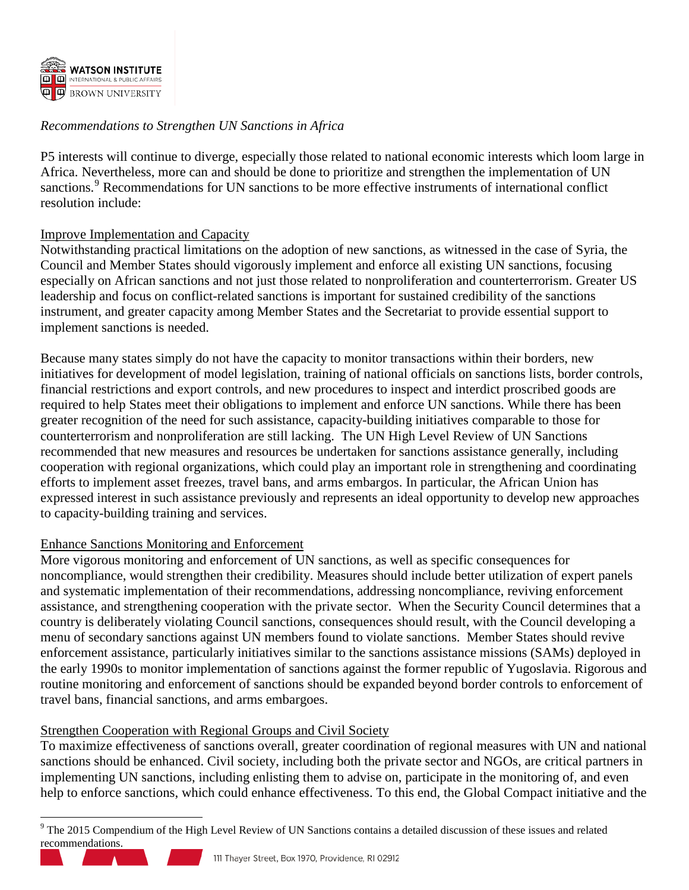*Recommendations to Strengthen UN Sanctions in Africa*

P5 interests will continue to diverge, especially those related to national economic interests which loom large in Africa. Nevertheless, more can and should be done to prioritize and strengthen the implementation of UN sanctions.[9] Recommendations for UN sanctions to be more effective instruments of international conflict resolution include:

Improve Implementation and Capacity

Notwithstanding practical limitations on the adoption of new sanctions, as witnessed in the case of Syria, the Council and Member States should vigorously implement and enforce all existing UN sanctions, focusing especially on African sanctions and not just those related to nonproliferation and counterterrorism. Greater US leadership and focus on conflict-related sanctions is important for sustained credibility of the sanctions instrument, and greater capacity among Member States and the Secretariat to provide essential support to implement sanctions is needed.

Because many states simply do not have the capacity to monitor transactions within their borders, new initiatives for development of model legislation, training of national officials on sanctions lists, border controls, financial restrictions and export controls, and new procedures to inspect and interdict proscribed goods are required to help States meet their obligations to implement and enforce UN sanctions. While there has been greater recognition of the need for such assistance, capacity-building initiatives comparable to those for counterterrorism and nonproliferation are still lacking. The UN High Level Review of UN Sanctions recommended that new measures and resources be undertaken for sanctions assistance generally, including cooperation with regional organizations, which could play an important role in strengthening and coordinating efforts to implement asset freezes, travel bans, and arms embargos. In particular, the African Union has expressed interest in such assistance previously and represents an ideal opportunity to develop new approaches to capacity-building training and services.

Enhance Sanctions Monitoring and Enforcement

More vigorous monitoring and enforcement of UN sanctions, as well as specific consequences for noncompliance, would strengthen their credibility. Measures should include better utilization of expert panels and systematic implementation of their recommendations, addressing noncompliance, reviving enforcement assistance, and strengthening cooperation with the private sector. When the Security Council determines that a country is deliberately violating Council sanctions, consequences should result, with the Council developing a menu of secondary sanctions against UN members found to violate sanctions. Member States should revive enforcement assistance, particularly initiatives similar to the sanctions assistance missions (SAMs) deployed in the early 1990s to monitor implementation of sanctions against the former republic of Yugoslavia. Rigorous and routine monitoring and enforcement of sanctions should be expanded beyond border controls to enforcement of travel bans, financial sanctions, and arms embargoes.

Strengthen Cooperation with Regional Groups and Civil Society

To maximize effectiveness of sanctions overall, greater coordination of regional measures with UN and national sanctions should be enhanced. Civil society, including both the private sector and NGOs, are critical partners in implementing UN sanctions, including enlisting them to advise on, participate in the monitoring of, and even help to enforce sanctions, which could enhance effectiveness. To this end, the Global Compact initiative and the

[9] The 2015 Compendium of the High Level Review of UN Sanctions contains a detailed discussion of these issues and related recommendations.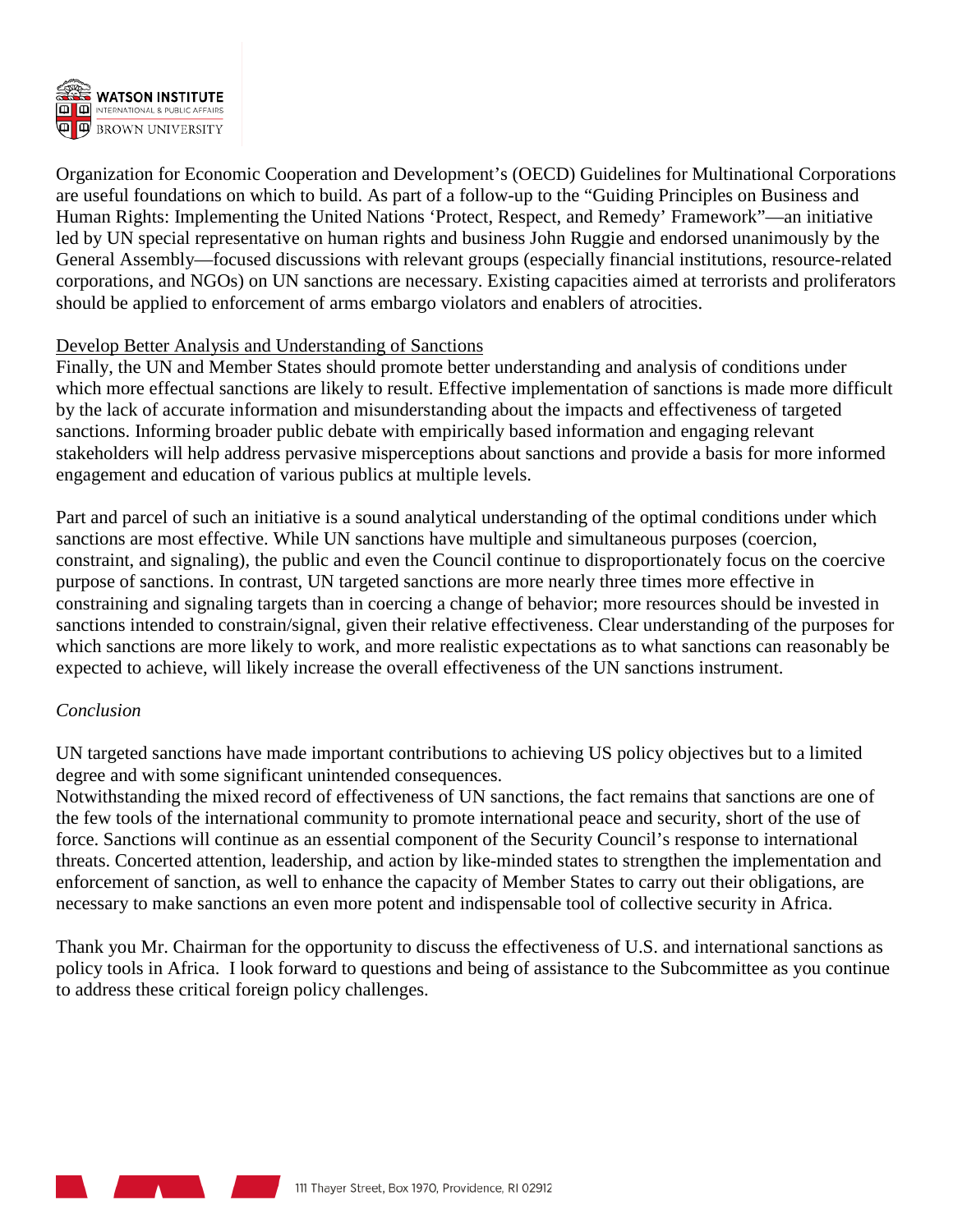Organization for Economic Cooperation and Development's (OECD) Guidelines for Multinational Corporations are useful foundations on which to build. As part of a follow-up to the "Guiding Principles on Business and Human Rights: Implementing the United Nations 'Protect, Respect, and Remedy' Framework"—an initiative led by UN special representative on human rights and business John Ruggie and endorsed unanimously by the General Assembly—focused discussions with relevant groups (especially financial institutions, resource-related corporations, and NGOs) on UN sanctions are necessary. Existing capacities aimed at terrorists and proliferators should be applied to enforcement of arms embargo violators and enablers of atrocities.

Develop Better Analysis and Understanding of Sanctions

Finally, the UN and Member States should promote better understanding and analysis of conditions under which more effectual sanctions are likely to result. Effective implementation of sanctions is made more difficult by the lack of accurate information and misunderstanding about the impacts and effectiveness of targeted sanctions. Informing broader public debate with empirically based information and engaging relevant stakeholders will help address pervasive misperceptions about sanctions and provide a basis for more informed engagement and education of various publics at multiple levels.

Part and parcel of such an initiative is a sound analytical understanding of the optimal conditions under which sanctions are most effective. While UN sanctions have multiple and simultaneous purposes (coercion, constraint, and signaling), the public and even the Council continue to disproportionately focus on the coercive purpose of sanctions. In contrast, UN targeted sanctions are more nearly three times more effective in constraining and signaling targets than in coercing a change of behavior; more resources should be invested in sanctions intended to constrain/signal, given their relative effectiveness. Clear understanding of the purposes for which sanctions are more likely to work, and more realistic expectations as to what sanctions can reasonably be expected to achieve, will likely increase the overall effectiveness of the UN sanctions instrument.

*Conclusion*

UN targeted sanctions have made important contributions to achieving US policy objectives but to a limited degree and with some significant unintended consequences.

Notwithstanding the mixed record of effectiveness of UN sanctions, the fact remains that sanctions are one of the few tools of the international community to promote international peace and security, short of the use of force. Sanctions will continue as an essential component of the Security Council's response to international threats. Concerted attention, leadership, and action by like-minded states to strengthen the implementation and enforcement of sanction, as well to enhance the capacity of Member States to carry out their obligations, are necessary to make sanctions an even more potent and indispensable tool of collective security in Africa.

Thank you Mr. Chairman for the opportunity to discuss the effectiveness of U.S. and international sanctions as policy tools in Africa. I look forward to questions and being of assistance to the Subcommittee as you continue to address these critical foreign policy challenges.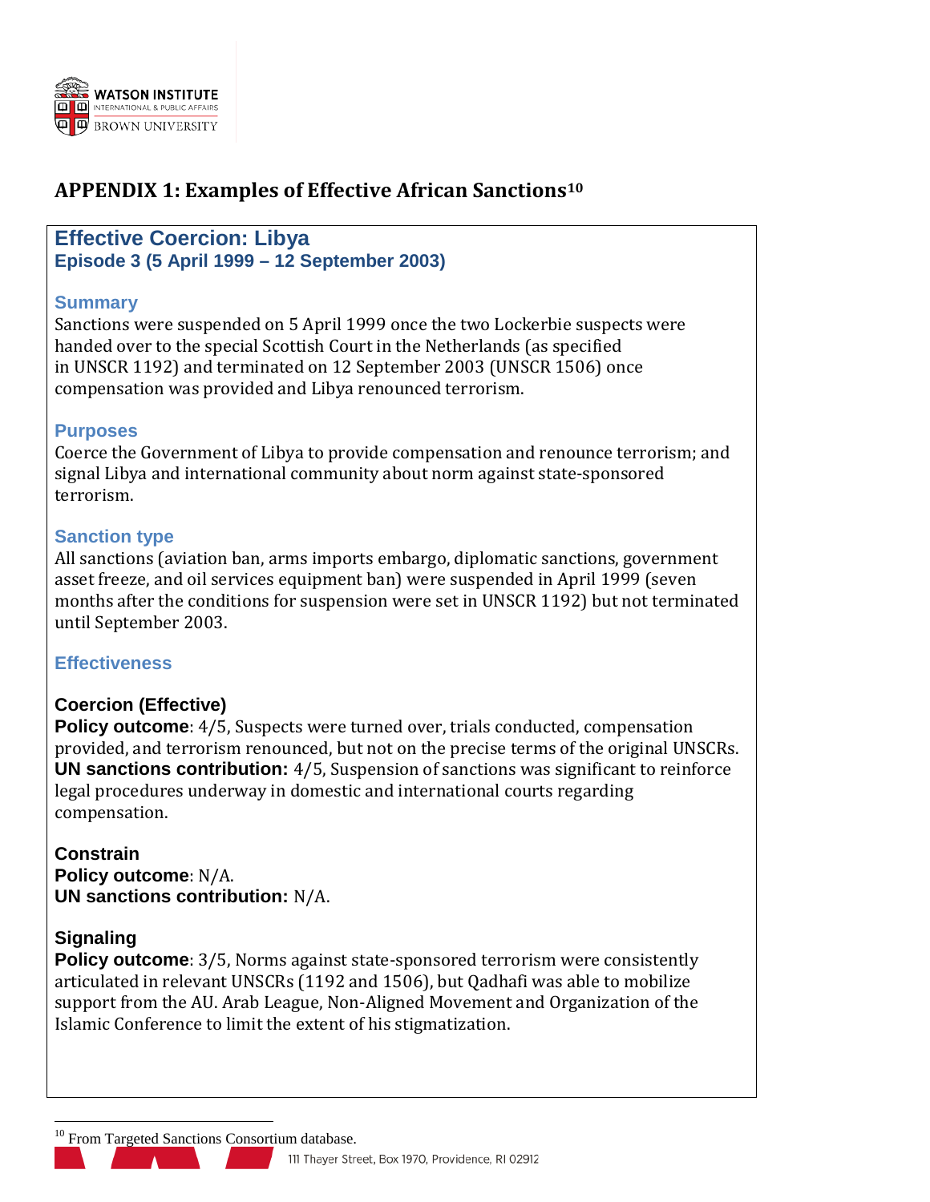# APPENDIX 1: Examples of Effective African Sanctions[10]

## Effective Coercion: Libya

### Episode 3 (5 April 1999 – 12 September 2003)

#### Summary

Sanctions were suspended on 5 April 1999 once the two Lockerbie suspects were handed over to the special Scottish Court in the Netherlands (as specified in UNSCR 1192) and terminated on 12 September 2003 (UNSCR 1506) once compensation was provided and Libya renounced terrorism.

#### Purposes

Coerce the Government of Libya to provide compensation and renounce terrorism; and signal Libya and international community about norm against state-sponsored terrorism.

#### Sanction type

All sanctions (aviation ban, arms imports embargo, diplomatic sanctions, government asset freeze, and oil services equipment ban) were suspended in April 1999 (seven months after the conditions for suspension were set in UNSCR 1192) but not terminated until September 2003.

#### Effectiveness

**Coercion (Effective)**

**Policy outcome**: 4/5, Suspects were turned over, trials conducted, compensation provided, and terrorism renounced, but not on the precise terms of the original UNSCRs.
**UN sanctions contribution:** 4/5, Suspension of sanctions was significant to reinforce legal procedures underway in domestic and international courts regarding compensation.

**Constrain**

**Policy outcome**: N/A.
**UN sanctions contribution:** N/A.

**Signaling**

**Policy outcome**: 3/5, Norms against state-sponsored terrorism were consistently articulated in relevant UNSCRs (1192 and 1506), but Qadhafi was able to mobilize support from the AU. Arab League, Non-Aligned Movement and Organization of the Islamic Conference to limit the extent of his stigmatization.

---

[10] From Targeted Sanctions Consortium database.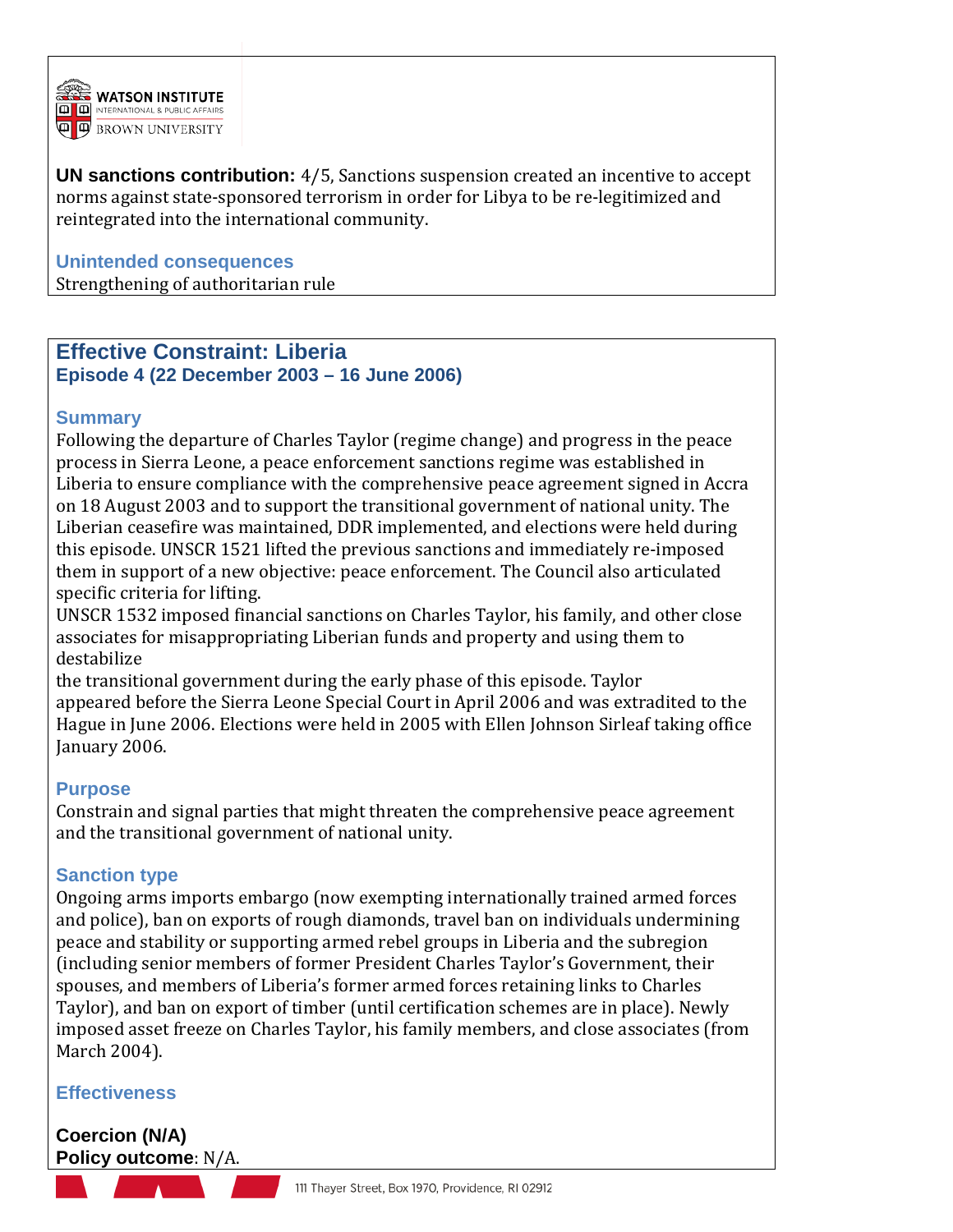**UN sanctions contribution:** 4/5, Sanctions suspension created an incentive to accept norms against state-sponsored terrorism in order for Libya to be re-legitimized and reintegrated into the international community.

### Unintended consequences

Strengthening of authoritarian rule

## Effective Constraint: Liberia

### Episode 4 (22 December 2003 – 16 June 2006)

### Summary

Following the departure of Charles Taylor (regime change) and progress in the peace process in Sierra Leone, a peace enforcement sanctions regime was established in Liberia to ensure compliance with the comprehensive peace agreement signed in Accra on 18 August 2003 and to support the transitional government of national unity. The Liberian ceasefire was maintained, DDR implemented, and elections were held during this episode. UNSCR 1521 lifted the previous sanctions and immediately re-imposed them in support of a new objective: peace enforcement. The Council also articulated specific criteria for lifting.

UNSCR 1532 imposed financial sanctions on Charles Taylor, his family, and other close associates for misappropriating Liberian funds and property and using them to destabilize the transitional government during the early phase of this episode. Taylor appeared before the Sierra Leone Special Court in April 2006 and was extradited to the Hague in June 2006. Elections were held in 2005 with Ellen Johnson Sirleaf taking office January 2006.

### Purpose

Constrain and signal parties that might threaten the comprehensive peace agreement and the transitional government of national unity.

### Sanction type

Ongoing arms imports embargo (now exempting internationally trained armed forces and police), ban on exports of rough diamonds, travel ban on individuals undermining peace and stability or supporting armed rebel groups in Liberia and the subregion (including senior members of former President Charles Taylor's Government, their spouses, and members of Liberia's former armed forces retaining links to Charles Taylor), and ban on export of timber (until certification schemes are in place). Newly imposed asset freeze on Charles Taylor, his family members, and close associates (from March 2004).

### Effectiveness

**Coercion (N/A)**
**Policy outcome**: N/A.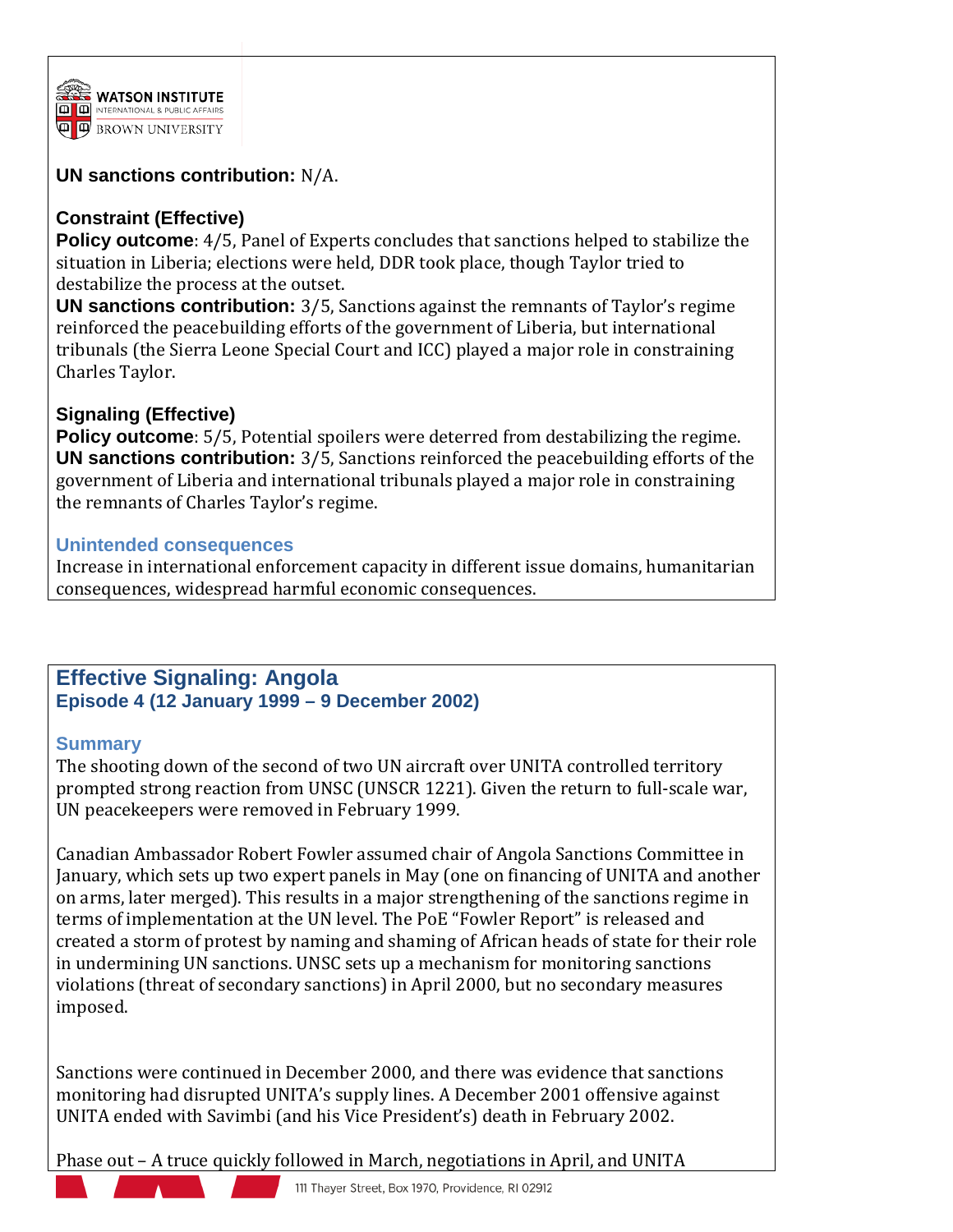**UN sanctions contribution:** N/A.

### Constraint (Effective)

**Policy outcome**: 4/5, Panel of Experts concludes that sanctions helped to stabilize the situation in Liberia; elections were held, DDR took place, though Taylor tried to destabilize the process at the outset.
**UN sanctions contribution:** 3/5, Sanctions against the remnants of Taylor's regime reinforced the peacebuilding efforts of the government of Liberia, but international tribunals (the Sierra Leone Special Court and ICC) played a major role in constraining Charles Taylor.

### Signaling (Effective)

**Policy outcome**: 5/5, Potential spoilers were deterred from destabilizing the regime.
**UN sanctions contribution:** 3/5, Sanctions reinforced the peacebuilding efforts of the government of Liberia and international tribunals played a major role in constraining the remnants of Charles Taylor's regime.

### Unintended consequences

Increase in international enforcement capacity in different issue domains, humanitarian consequences, widespread harmful economic consequences.

## Effective Signaling: Angola

### Episode 4 (12 January 1999 – 9 December 2002)

### Summary

The shooting down of the second of two UN aircraft over UNITA controlled territory prompted strong reaction from UNSC (UNSCR 1221). Given the return to full-scale war, UN peacekeepers were removed in February 1999.

Canadian Ambassador Robert Fowler assumed chair of Angola Sanctions Committee in January, which sets up two expert panels in May (one on financing of UNITA and another on arms, later merged). This results in a major strengthening of the sanctions regime in terms of implementation at the UN level. The PoE "Fowler Report" is released and created a storm of protest by naming and shaming of African heads of state for their role in undermining UN sanctions. UNSC sets up a mechanism for monitoring sanctions violations (threat of secondary sanctions) in April 2000, but no secondary measures imposed.

Sanctions were continued in December 2000, and there was evidence that sanctions monitoring had disrupted UNITA's supply lines. A December 2001 offensive against UNITA ended with Savimbi (and his Vice President's) death in February 2002.

Phase out – A truce quickly followed in March, negotiations in April, and UNITA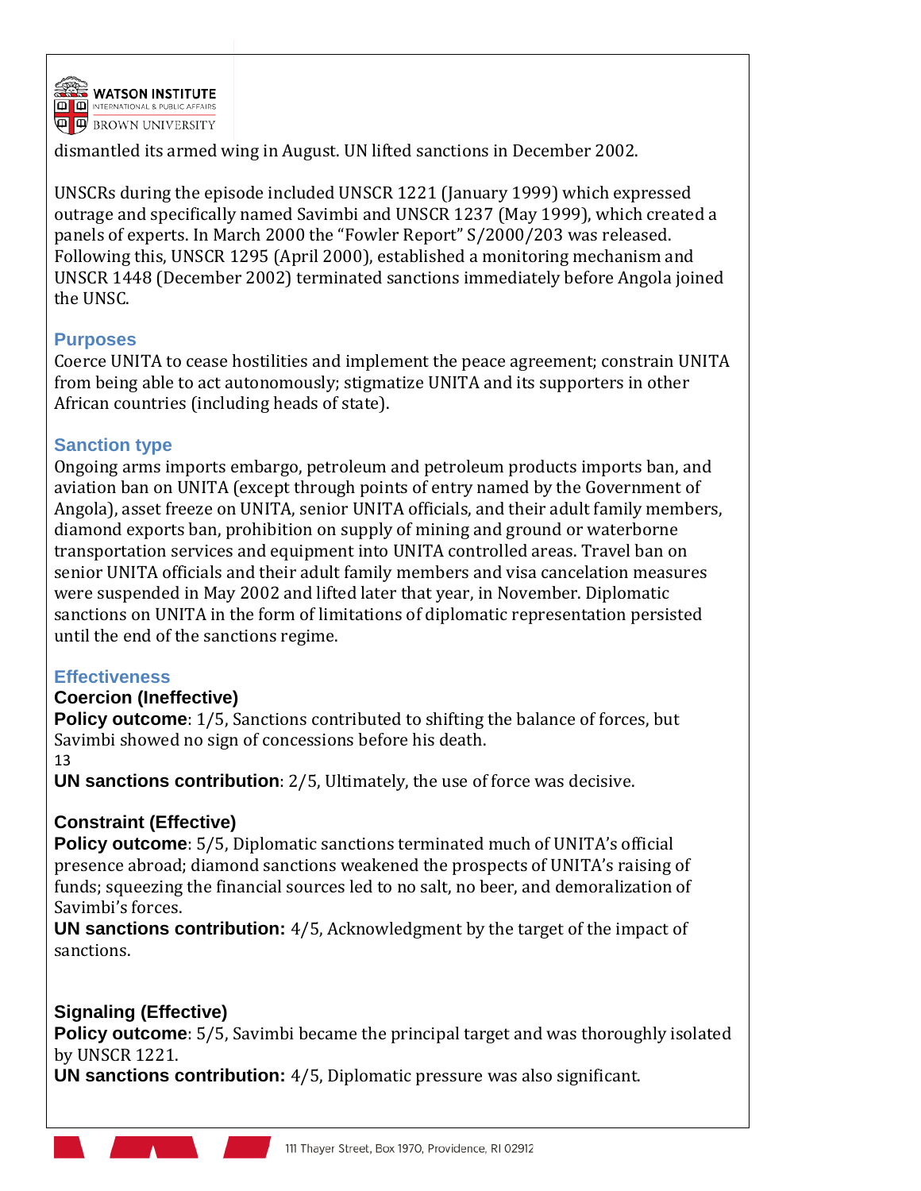dismantled its armed wing in August. UN lifted sanctions in December 2002.

UNSCRs during the episode included UNSCR 1221 (January 1999) which expressed outrage and specifically named Savimbi and UNSCR 1237 (May 1999), which created a panels of experts. In March 2000 the "Fowler Report" S/2000/203 was released. Following this, UNSCR 1295 (April 2000), established a monitoring mechanism and UNSCR 1448 (December 2002) terminated sanctions immediately before Angola joined the UNSC.

## Purposes

Coerce UNITA to cease hostilities and implement the peace agreement; constrain UNITA from being able to act autonomously; stigmatize UNITA and its supporters in other African countries (including heads of state).

## Sanction type

Ongoing arms imports embargo, petroleum and petroleum products imports ban, and aviation ban on UNITA (except through points of entry named by the Government of Angola), asset freeze on UNITA, senior UNITA officials, and their adult family members, diamond exports ban, prohibition on supply of mining and ground or waterborne transportation services and equipment into UNITA controlled areas. Travel ban on senior UNITA officials and their adult family members and visa cancelation measures were suspended in May 2002 and lifted later that year, in November. Diplomatic sanctions on UNITA in the form of limitations of diplomatic representation persisted until the end of the sanctions regime.

## Effectiveness

### Coercion (Ineffective)

**Policy outcome**: 1/5, Sanctions contributed to shifting the balance of forces, but Savimbi showed no sign of concessions before his death.

**UN sanctions contribution**: 2/5, Ultimately, the use of force was decisive.

### Constraint (Effective)

**Policy outcome**: 5/5, Diplomatic sanctions terminated much of UNITA's official presence abroad; diamond sanctions weakened the prospects of UNITA's raising of funds; squeezing the financial sources led to no salt, no beer, and demoralization of Savimbi's forces.

**UN sanctions contribution:** 4/5, Acknowledgment by the target of the impact of sanctions.

### Signaling (Effective)

**Policy outcome**: 5/5, Savimbi became the principal target and was thoroughly isolated by UNSCR 1221.

**UN sanctions contribution:** 4/5, Diplomatic pressure was also significant.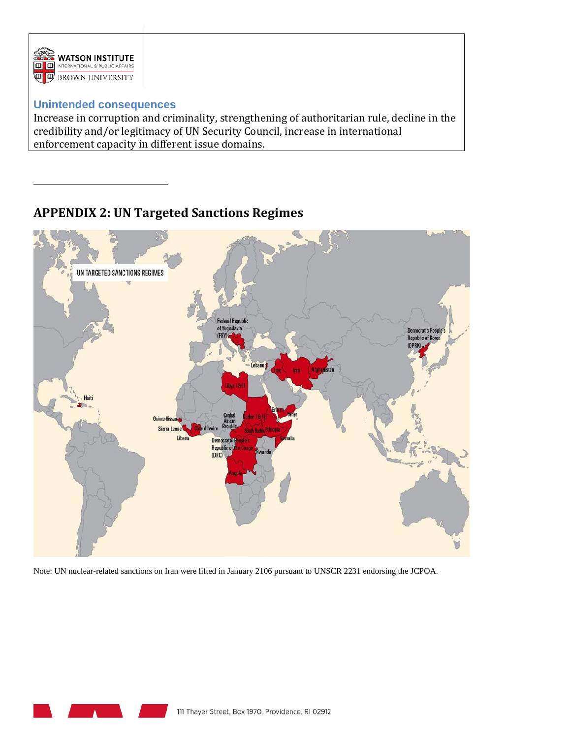### Unintended consequences

Increase in corruption and criminality, strengthening of authoritarian rule, decline in the credibility and/or legitimacy of UN Security Council, increase in international enforcement capacity in different issue domains.

## APPENDIX 2: UN Targeted Sanctions Regimes

Note: UN nuclear-related sanctions on Iran were lifted in January 2106 pursuant to UNSCR 2231 endorsing the JCPOA.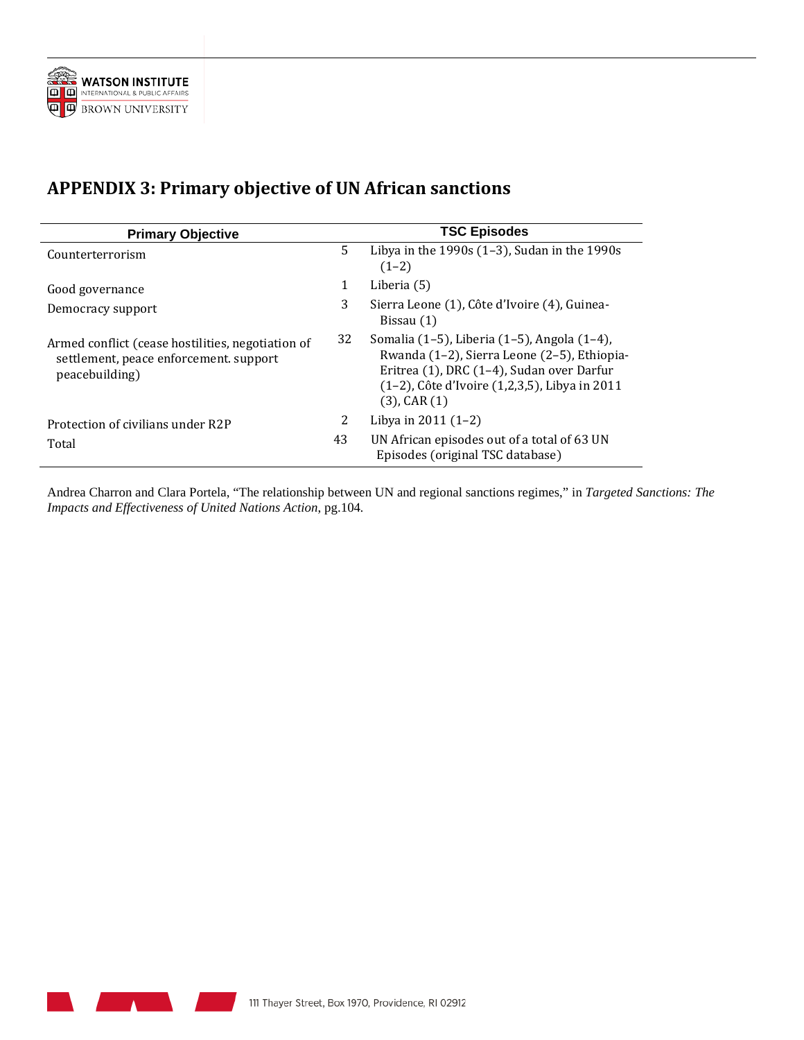## APPENDIX 3: Primary objective of UN African sanctions

| Primary Objective | | TSC Episodes |
|---|---|---|
| Counterterrorism | 5 | Libya in the 1990s (1–3), Sudan in the 1990s (1–2) |
| Good governance | 1 | Liberia (5) |
| Democracy support | 3 | Sierra Leone (1), Côte d'Ivoire (4), Guinea-Bissau (1) |
| Armed conflict (cease hostilities, negotiation of settlement, peace enforcement. support peacebuilding) | 32 | Somalia (1–5), Liberia (1–5), Angola (1–4), Rwanda (1–2), Sierra Leone (2–5), Ethiopia-Eritrea (1), DRC (1–4), Sudan over Darfur (1–2), Côte d'Ivoire (1,2,3,5), Libya in 2011 (3), CAR (1) |
| Protection of civilians under R2P | 2 | Libya in 2011 (1–2) |
| Total | 43 | UN African episodes out of a total of 63 UN Episodes (original TSC database) |

Andrea Charron and Clara Portela, "The relationship between UN and regional sanctions regimes," in *Targeted Sanctions: The Impacts and Effectiveness of United Nations Action*, pg.104.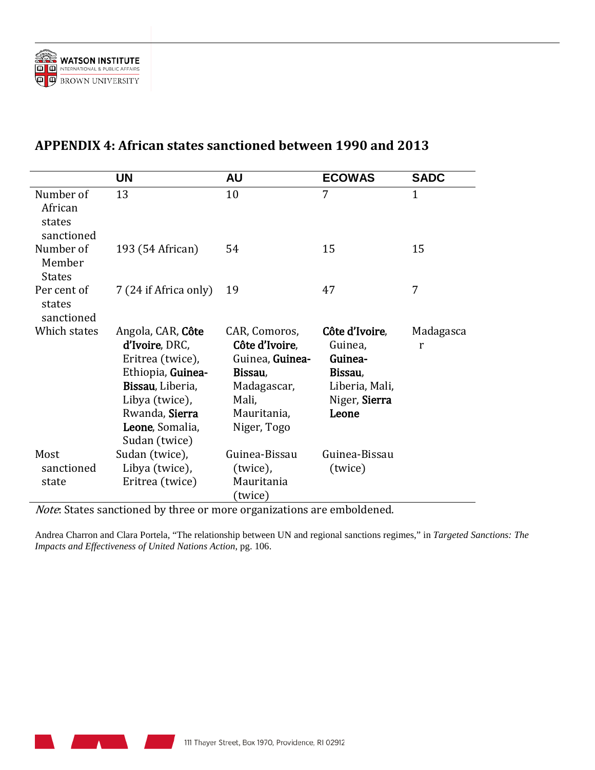## APPENDIX 4: African states sanctioned between 1990 and 2013

| | UN | AU | ECOWAS | SADC |
|---|---|---|---|---|
| Number of African states sanctioned | 13 | 10 | 7 | 1 |
| Number of Member States | 193 (54 African) | 54 | 15 | 15 |
| Per cent of states sanctioned | 7 (24 if Africa only) | 19 | 47 | 7 |
| Which states | Angola, CAR, **Côte d'Ivoire**, DRC, Eritrea (twice), Ethiopia, **Guinea-Bissau**, Liberia, Libya (twice), Rwanda, **Sierra Leone**, Somalia, Sudan (twice) | CAR, Comoros, **Côte d'Ivoire**, Guinea, **Guinea-Bissau**, Madagascar, Mali, Mauritania, Niger, Togo | **Côte d'Ivoire**, Guinea, **Guinea-Bissau**, Liberia, Mali, Niger, **Sierra Leone** | Madagascar |
| Most sanctioned state | Sudan (twice), Libya (twice), Eritrea (twice) | Guinea-Bissau (twice), Mauritania (twice) | Guinea-Bissau (twice) | |

*Note*: States sanctioned by three or more organizations are emboldened.

Andrea Charron and Clara Portela, "The relationship between UN and regional sanctions regimes," in *Targeted Sanctions: The Impacts and Effectiveness of United Nations Action*, pg. 106.